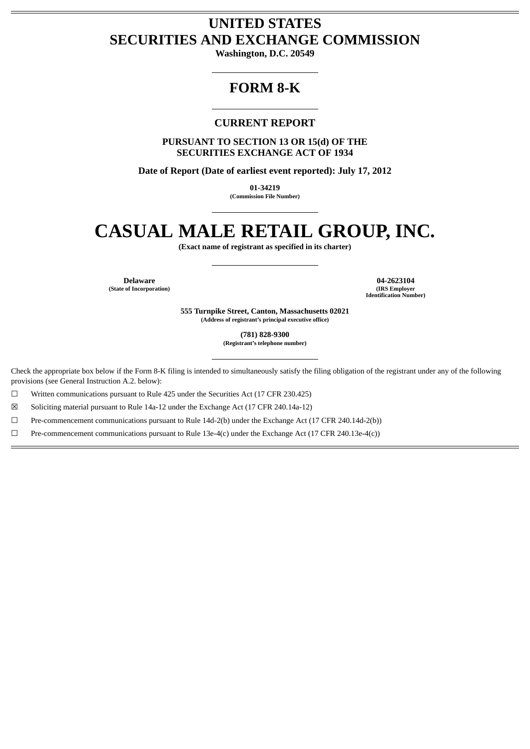# UNITED STATES
# SECURITIES AND EXCHANGE COMMISSION

**Washington, D.C. 20549**

---

## FORM 8-K

---

### CURRENT REPORT

**PURSUANT TO SECTION 13 OR 15(d) OF THE SECURITIES EXCHANGE ACT OF 1934**

**Date of Report (Date of earliest event reported): July 17, 2012**

**01-34219**
**(Commission File Number)**

---

# CASUAL MALE RETAIL GROUP, INC.

**(Exact name of registrant as specified in its charter)**

---

| **Delaware** | **04-2623104** |
|---|---|
| **(State of Incorporation)** | **(IRS Employer Identification Number)** |

**555 Turnpike Street, Canton, Massachusetts 02021**
**(Address of registrant's principal executive office)**

**(781) 828-9300**
**(Registrant's telephone number)**

---

Check the appropriate box below if the Form 8-K filing is intended to simultaneously satisfy the filing obligation of the registrant under any of the following provisions (see General Instruction A.2. below):

☐ Written communications pursuant to Rule 425 under the Securities Act (17 CFR 230.425)

☒ Soliciting material pursuant to Rule 14a-12 under the Exchange Act (17 CFR 240.14a-12)

☐ Pre-commencement communications pursuant to Rule 14d-2(b) under the Exchange Act (17 CFR 240.14d-2(b))

☐ Pre-commencement communications pursuant to Rule 13e-4(c) under the Exchange Act (17 CFR 240.13e-4(c))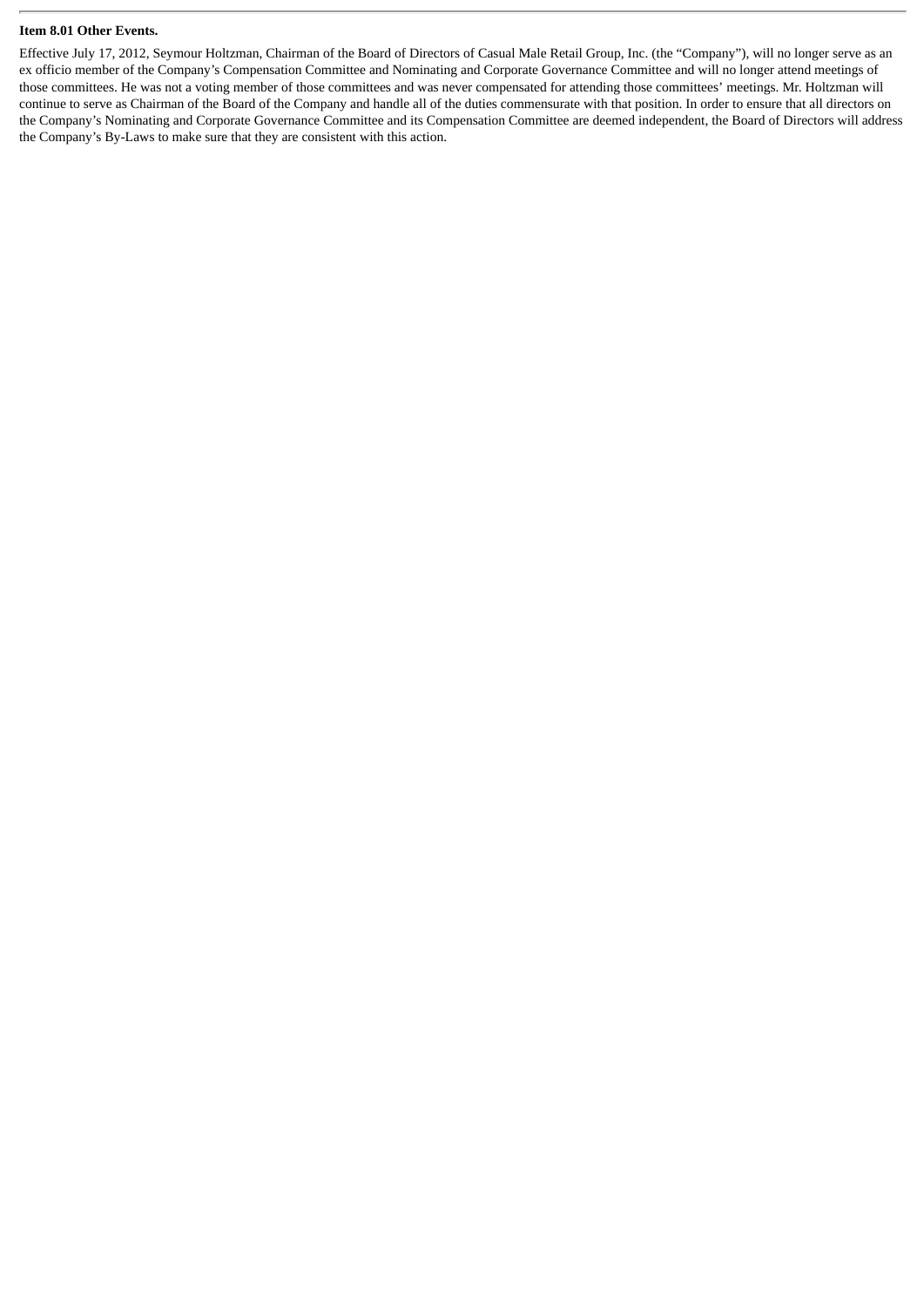**Item 8.01 Other Events.**

Effective July 17, 2012, Seymour Holtzman, Chairman of the Board of Directors of Casual Male Retail Group, Inc. (the "Company"), will no longer serve as an ex officio member of the Company's Compensation Committee and Nominating and Corporate Governance Committee and will no longer attend meetings of those committees. He was not a voting member of those committees and was never compensated for attending those committees' meetings. Mr. Holtzman will continue to serve as Chairman of the Board of the Company and handle all of the duties commensurate with that position. In order to ensure that all directors on the Company's Nominating and Corporate Governance Committee and its Compensation Committee are deemed independent, the Board of Directors will address the Company's By-Laws to make sure that they are consistent with this action.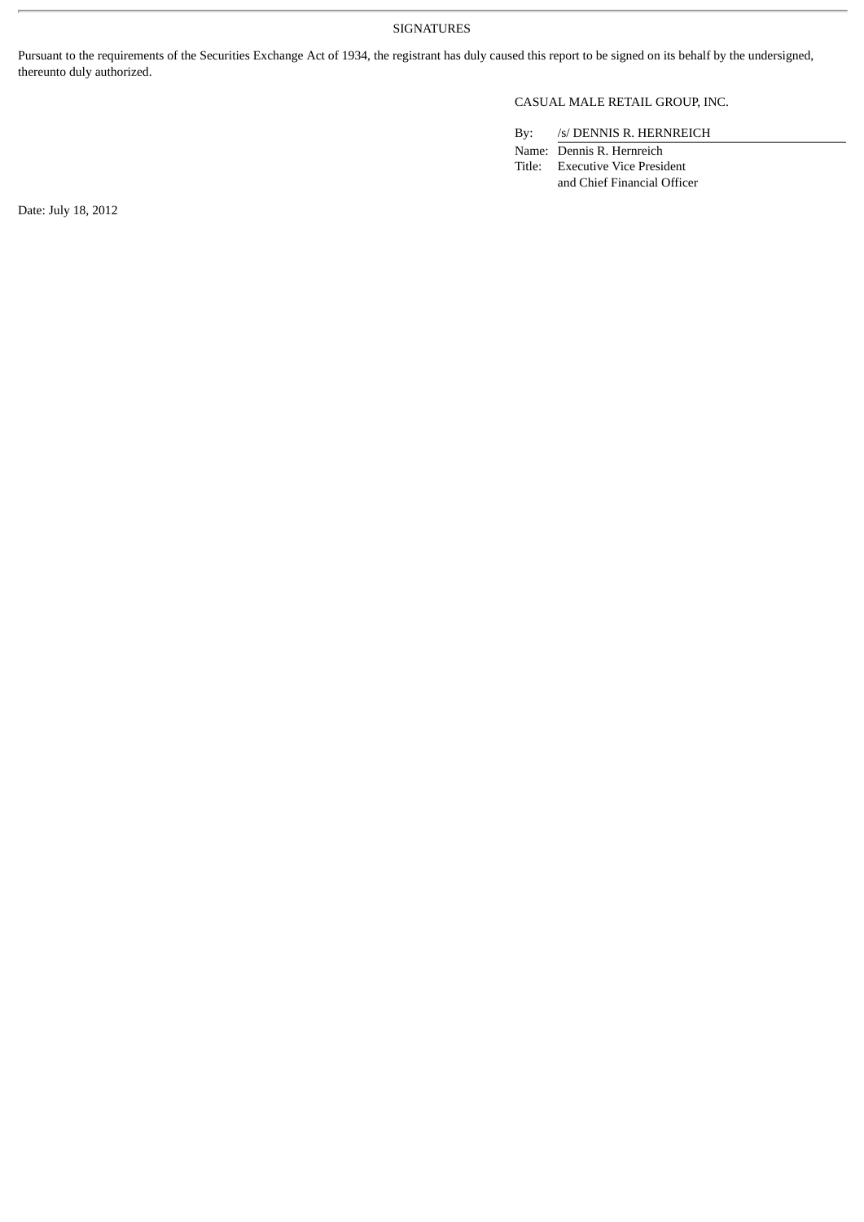SIGNATURES

Pursuant to the requirements of the Securities Exchange Act of 1934, the registrant has duly caused this report to be signed on its behalf by the undersigned, thereunto duly authorized.

CASUAL MALE RETAIL GROUP, INC.

By: /s/ DENNIS R. HERNREICH

Name: Dennis R. Hernreich

Title: Executive Vice President and Chief Financial Officer

Date: July 18, 2012